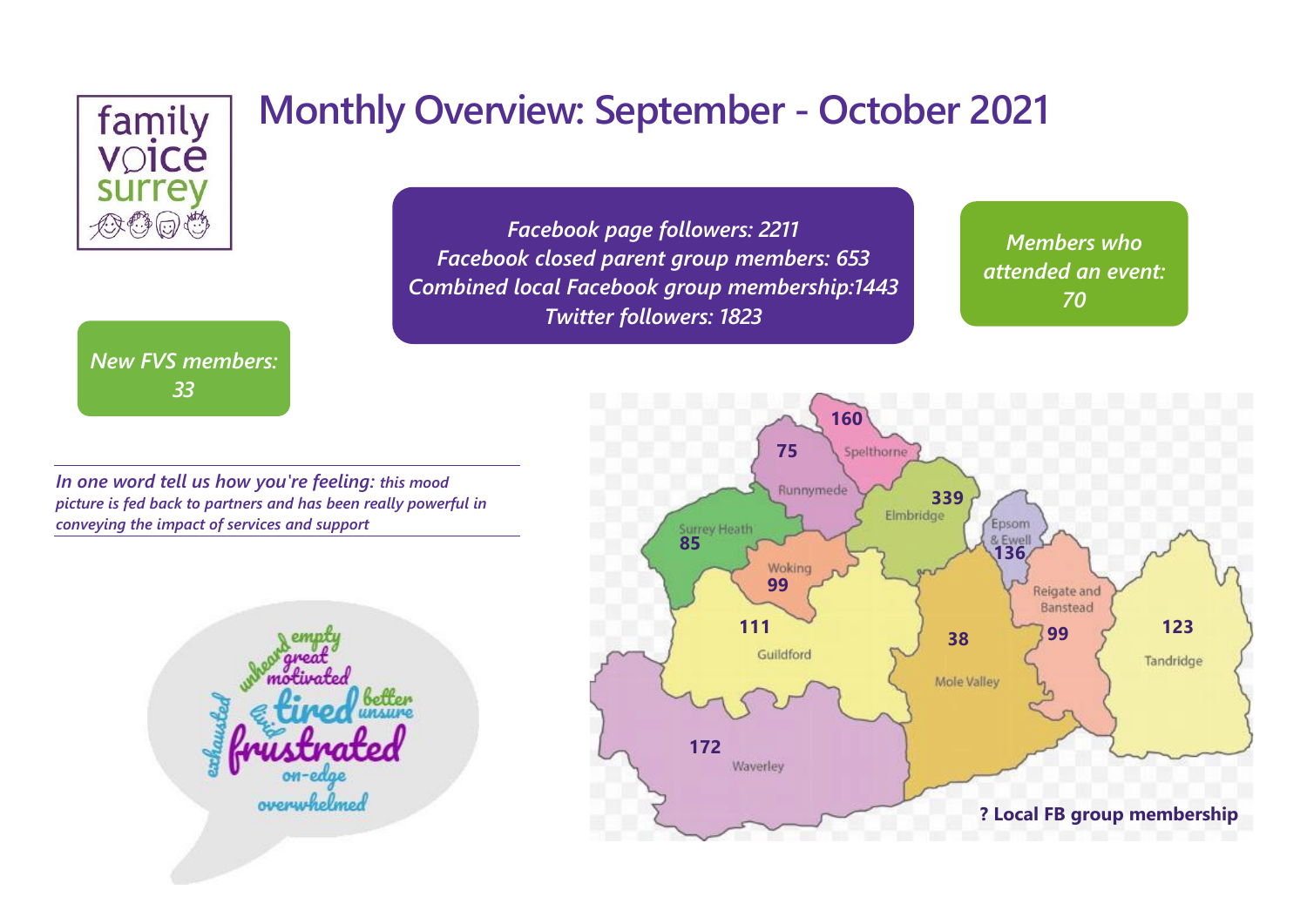# Monthly Overview: September - October 2021

*Facebook page followers: 2211*
*Facebook closed parent group members: 653*
*Combined local Facebook group membership:1443*
*Twitter followers: 1823*

*Members who attended an event: 70*

*New FVS members: 33*

*In one word tell us how you're feeling: this mood picture is fed back to partners and has been really powerful in conveying the impact of services and support*

empty
unheard
great
motivated
exhausted
livid
tired
better
unsure
frustrated
on-edge
overwhelmed

160
Spelthorne
75
Runnymede
339
Elmbridge
Surrey Heath
85
Epsom & Ewell
136
Woking
99
Reigate and Banstead
111
Guildford
38
Mole Valley
99
123
Tandridge
172
Waverley

**? Local FB group membership**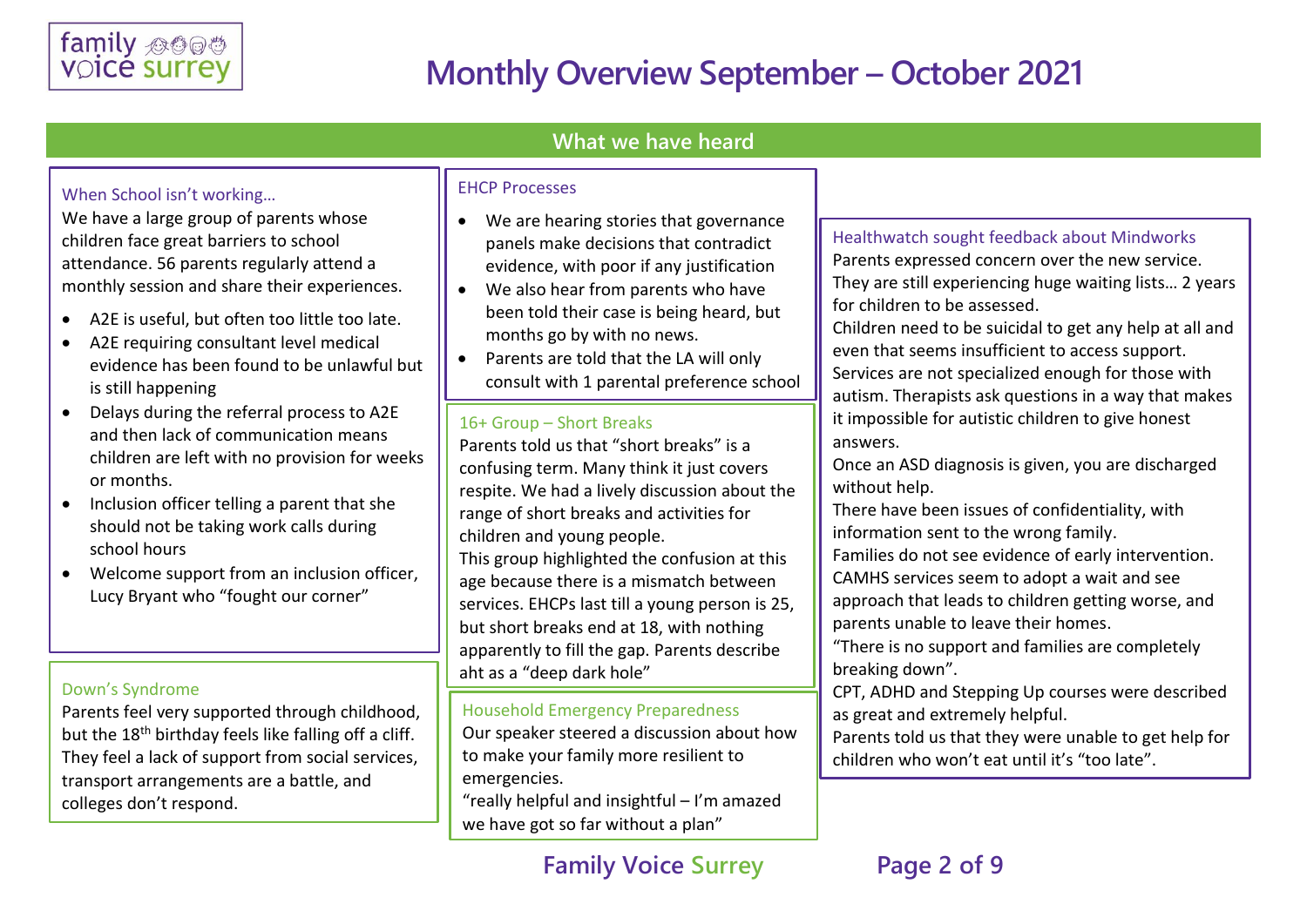# Monthly Overview September – October 2021

## What we have heard

### When School isn't working…

We have a large group of parents whose children face great barriers to school attendance. 56 parents regularly attend a monthly session and share their experiences.

- A2E is useful, but often too little too late.
- A2E requiring consultant level medical evidence has been found to be unlawful but is still happening
- Delays during the referral process to A2E and then lack of communication means children are left with no provision for weeks or months.
- Inclusion officer telling a parent that she should not be taking work calls during school hours
- Welcome support from an inclusion officer, Lucy Bryant who "fought our corner"

### Down's Syndrome

Parents feel very supported through childhood, but the 18th birthday feels like falling off a cliff. They feel a lack of support from social services, transport arrangements are a battle, and colleges don't respond.

### EHCP Processes

- We are hearing stories that governance panels make decisions that contradict evidence, with poor if any justification
- We also hear from parents who have been told their case is being heard, but months go by with no news.
- Parents are told that the LA will only consult with 1 parental preference school

### 16+ Group – Short Breaks

Parents told us that "short breaks" is a confusing term. Many think it just covers respite. We had a lively discussion about the range of short breaks and activities for children and young people.

This group highlighted the confusion at this age because there is a mismatch between services. EHCPs last till a young person is 25, but short breaks end at 18, with nothing apparently to fill the gap. Parents describe aht as a "deep dark hole"

### Household Emergency Preparedness

Our speaker steered a discussion about how to make your family more resilient to emergencies.

"really helpful and insightful – I'm amazed we have got so far without a plan"

### Healthwatch sought feedback about Mindworks

Parents expressed concern over the new service. They are still experiencing huge waiting lists… 2 years for children to be assessed.

Children need to be suicidal to get any help at all and even that seems insufficient to access support.

Services are not specialized enough for those with autism. Therapists ask questions in a way that makes it impossible for autistic children to give honest answers.

Once an ASD diagnosis is given, you are discharged without help.

There have been issues of confidentiality, with information sent to the wrong family.

Families do not see evidence of early intervention. CAMHS services seem to adopt a wait and see approach that leads to children getting worse, and parents unable to leave their homes.

"There is no support and families are completely breaking down".

CPT, ADHD and Stepping Up courses were described as great and extremely helpful.

Parents told us that they were unable to get help for children who won't eat until it's "too late".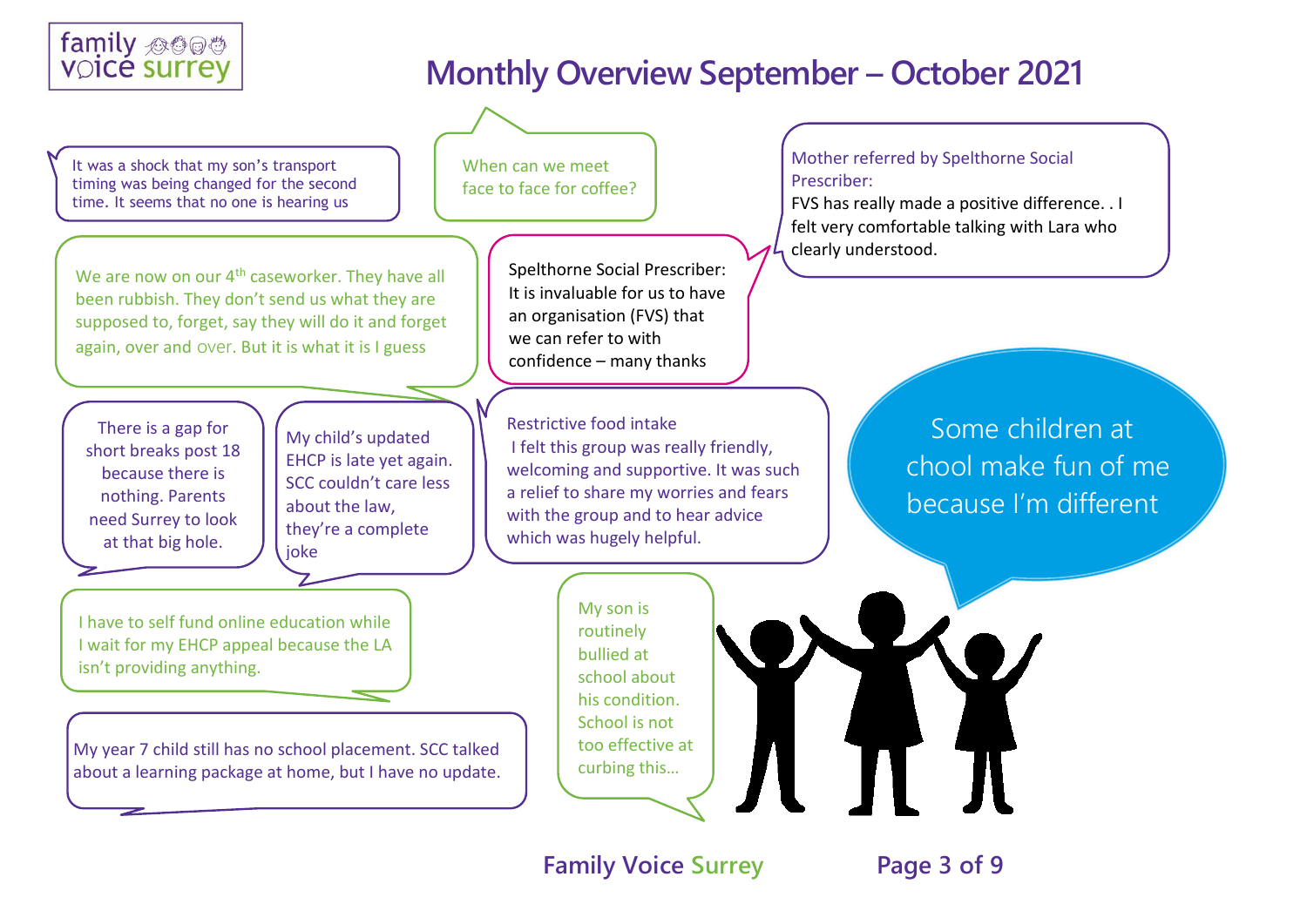# Monthly Overview September – October 2021

It was a shock that my son's transport timing was being changed for the second time. It seems that no one is hearing us

When can we meet face to face for coffee?

Mother referred by Spelthorne Social Prescriber:
FVS has really made a positive difference. . I felt very comfortable talking with Lara who clearly understood.

We are now on our 4th caseworker. They have all been rubbish. They don't send us what they are supposed to, forget, say they will do it and forget again, over and over. But it is what it is I guess

Spelthorne Social Prescriber:
It is invaluable for us to have an organisation (FVS) that we can refer to with confidence – many thanks

There is a gap for short breaks post 18 because there is nothing. Parents need Surrey to look at that big hole.

My child's updated EHCP is late yet again. SCC couldn't care less about the law, they're a complete joke

Restrictive food intake
I felt this group was really friendly, welcoming and supportive. It was such a relief to share my worries and fears with the group and to hear advice which was hugely helpful.

Some children at chool make fun of me because I'm different

I have to self fund online education while I wait for my EHCP appeal because the LA isn't providing anything.

My son is routinely bullied at school about his condition. School is not too effective at curbing this…

My year 7 child still has no school placement. SCC talked about a learning package at home, but I have no update.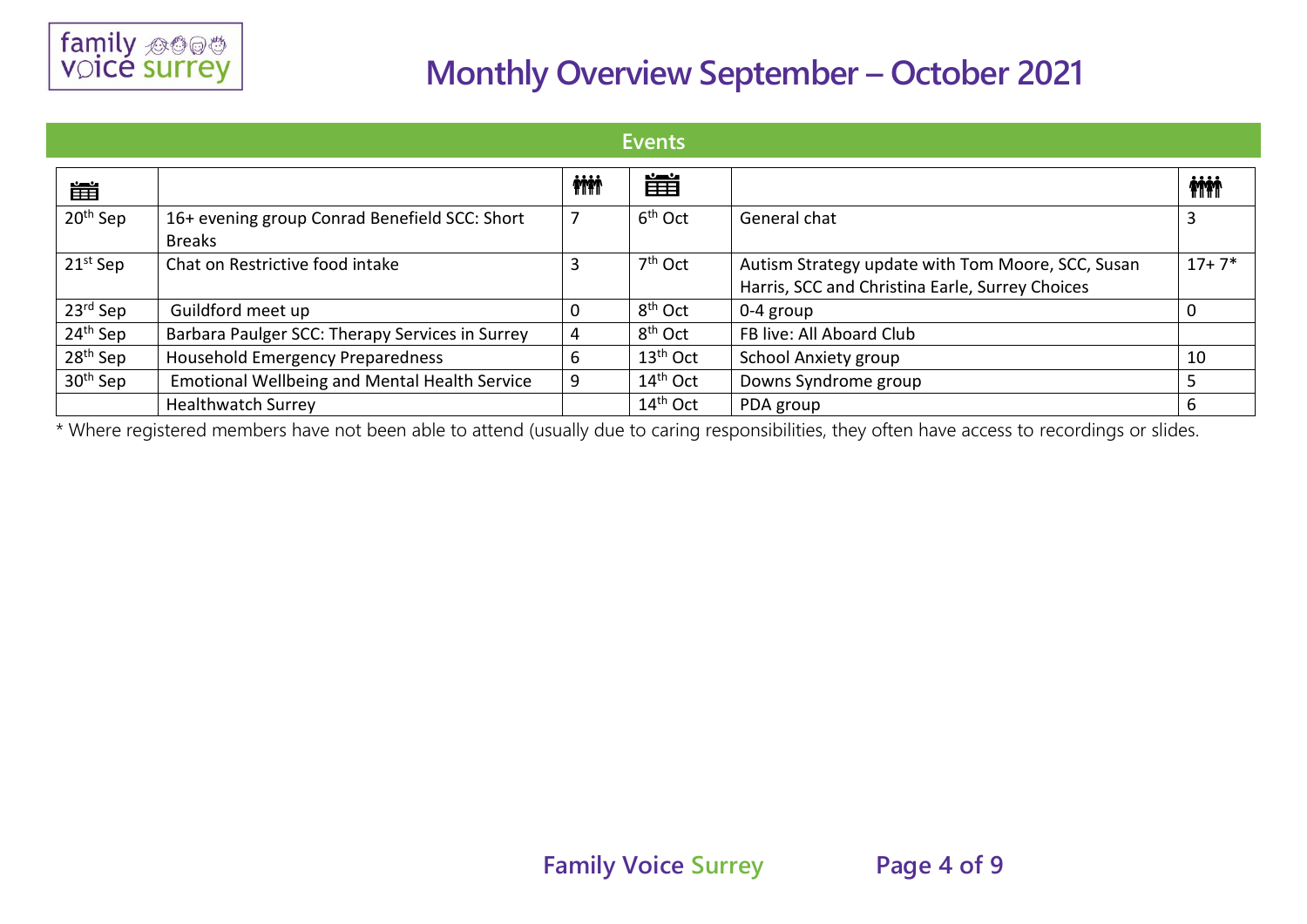# Monthly Overview September – October 2021

## Events

| Date | Event | Attendees | Date | Event | Attendees |
|---|---|---|---|---|---|
| 20th Sep | 16+ evening group Conrad Benefield SCC: Short Breaks | 7 | 6th Oct | General chat | 3 |
| 21st Sep | Chat on Restrictive food intake | 3 | 7th Oct | Autism Strategy update with Tom Moore, SCC, Susan Harris, SCC and Christina Earle, Surrey Choices | 17+ 7* |
| 23rd Sep | Guildford meet up | 0 | 8th Oct | 0-4 group | 0 |
| 24th Sep | Barbara Paulger SCC: Therapy Services in Surrey | 4 | 8th Oct | FB live: All Aboard Club | |
| 28th Sep | Household Emergency Preparedness | 6 | 13th Oct | School Anxiety group | 10 |
| 30th Sep | Emotional Wellbeing and Mental Health Service | 9 | 14th Oct | Downs Syndrome group | 5 |
| | Healthwatch Surrey | | 14th Oct | PDA group | 6 |

* Where registered members have not been able to attend (usually due to caring responsibilities, they often have access to recordings or slides.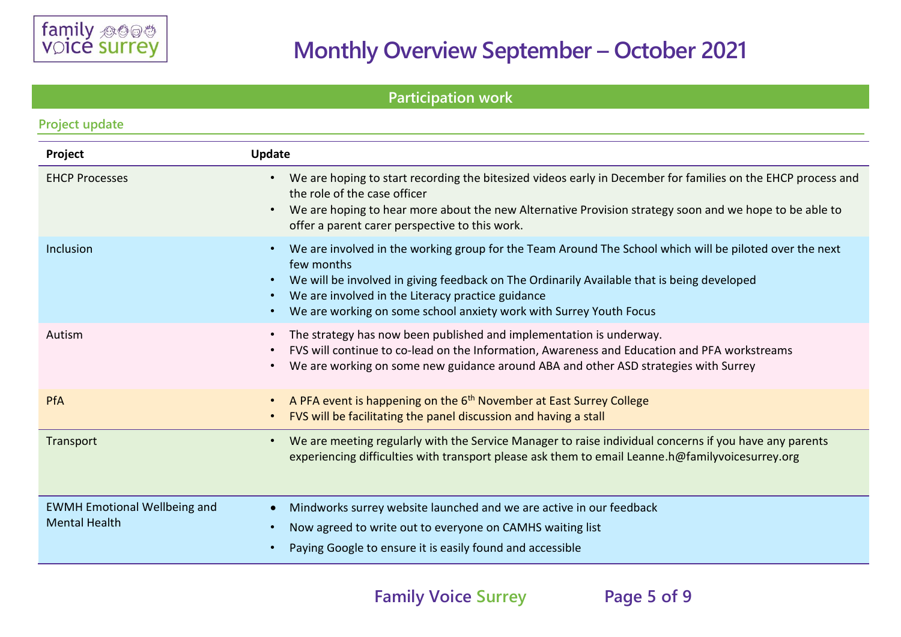# Monthly Overview September – October 2021

## Participation work

### Project update

| Project | Update |
|---|---|
| EHCP Processes | • We are hoping to start recording the bitesized videos early in December for families on the EHCP process and the role of the case officer<br>• We are hoping to hear more about the new Alternative Provision strategy soon and we hope to be able to offer a parent carer perspective to this work. |
| Inclusion | • We are involved in the working group for the Team Around The School which will be piloted over the next few months<br>• We will be involved in giving feedback on The Ordinarily Available that is being developed<br>• We are involved in the Literacy practice guidance<br>• We are working on some school anxiety work with Surrey Youth Focus |
| Autism | • The strategy has now been published and implementation is underway.<br>• FVS will continue to co-lead on the Information, Awareness and Education and PFA workstreams<br>• We are working on some new guidance around ABA and other ASD strategies with Surrey |
| PfA | • A PFA event is happening on the 6th November at East Surrey College<br>• FVS will be facilitating the panel discussion and having a stall |
| Transport | • We are meeting regularly with the Service Manager to raise individual concerns if you have any parents experiencing difficulties with transport please ask them to email Leanne.h@familyvoicesurrey.org |
| EWMH Emotional Wellbeing and Mental Health | • Mindworks surrey website launched and we are active in our feedback<br>• Now agreed to write out to everyone on CAMHS waiting list<br>• Paying Google to ensure it is easily found and accessible |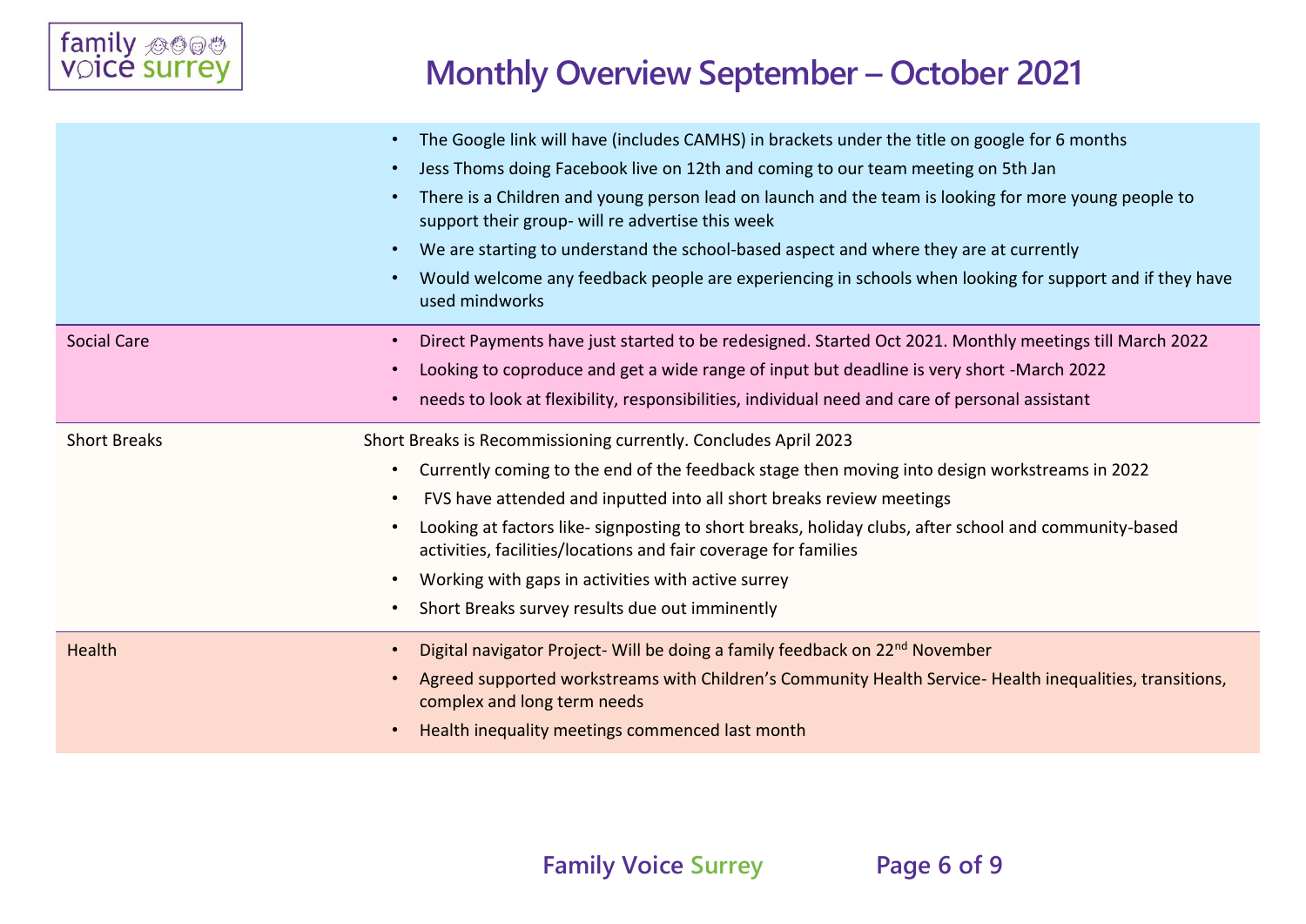# Monthly Overview September – October 2021

| | |
|---|---|
| | • The Google link will have (includes CAMHS) in brackets under the title on google for 6 months<br>• Jess Thoms doing Facebook live on 12th and coming to our team meeting on 5th Jan<br>• There is a Children and young person lead on launch and the team is looking for more young people to support their group- will re advertise this week<br>• We are starting to understand the school-based aspect and where they are at currently<br>• Would welcome any feedback people are experiencing in schools when looking for support and if they have used mindworks |
| Social Care | • Direct Payments have just started to be redesigned. Started Oct 2021. Monthly meetings till March 2022<br>• Looking to coproduce and get a wide range of input but deadline is very short -March 2022<br>• needs to look at flexibility, responsibilities, individual need and care of personal assistant |
| Short Breaks | Short Breaks is Recommissioning currently. Concludes April 2023<br>• Currently coming to the end of the feedback stage then moving into design workstreams in 2022<br>• FVS have attended and inputted into all short breaks review meetings<br>• Looking at factors like- signposting to short breaks, holiday clubs, after school and community-based activities, facilities/locations and fair coverage for families<br>• Working with gaps in activities with active surrey<br>• Short Breaks survey results due out imminently |
| Health | • Digital navigator Project- Will be doing a family feedback on 22nd November<br>• Agreed supported workstreams with Children's Community Health Service- Health inequalities, transitions, complex and long term needs<br>• Health inequality meetings commenced last month |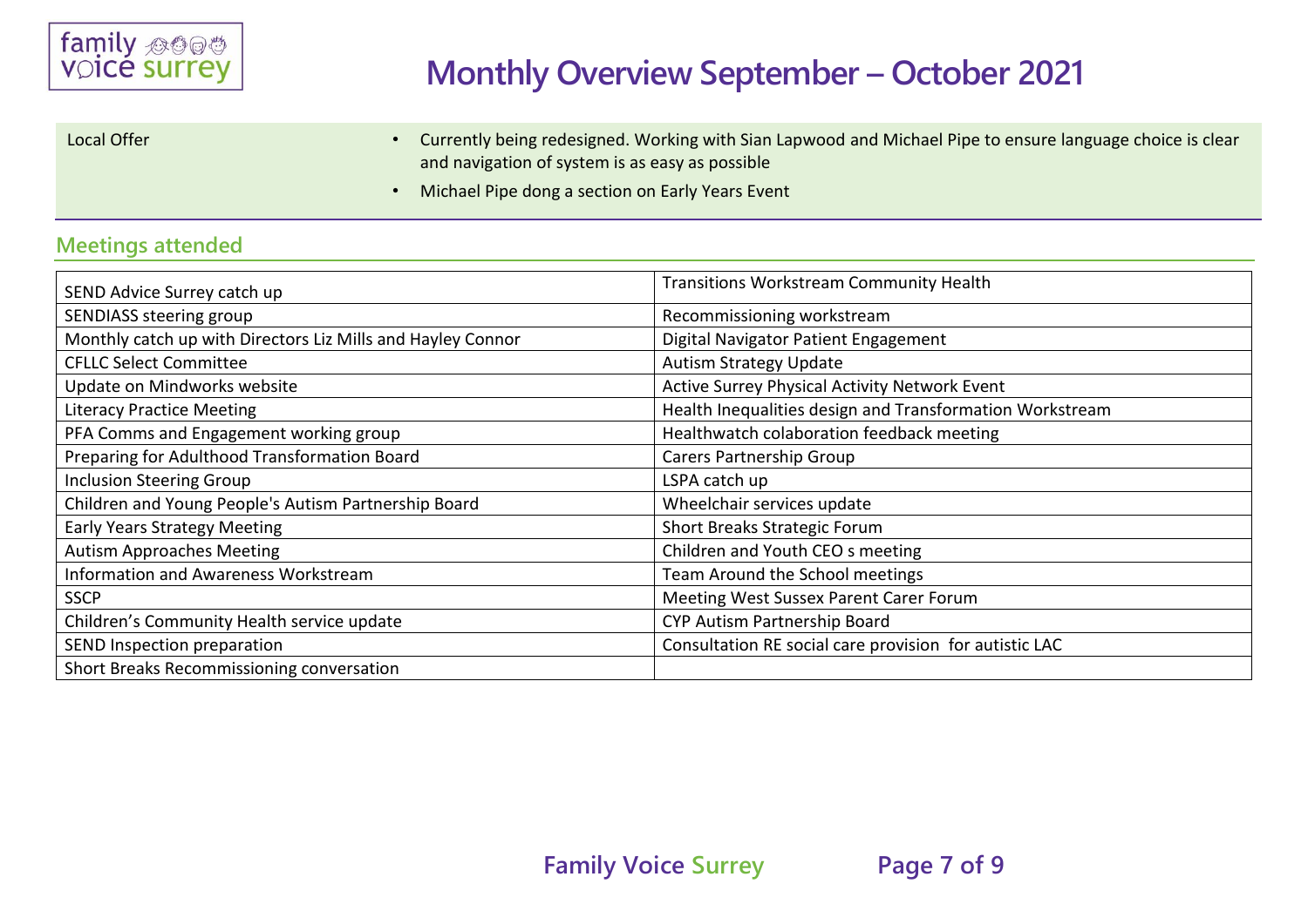# Monthly Overview September – October 2021

| | |
|---|---|
| Local Offer | • Currently being redesigned. Working with Sian Lapwood and Michael Pipe to ensure language choice is clear and navigation of system is as easy as possible<br>• Michael Pipe dong a section on Early Years Event |

## Meetings attended

| | |
|---|---|
| SEND Advice Surrey catch up | Transitions Workstream Community Health |
| SENDIASS steering group | Recommissioning workstream |
| Monthly catch up with Directors Liz Mills and Hayley Connor | Digital Navigator Patient Engagement |
| CFLLC Select Committee | Autism Strategy Update |
| Update on Mindworks website | Active Surrey Physical Activity Network Event |
| Literacy Practice Meeting | Health Inequalities design and Transformation Workstream |
| PFA Comms and Engagement working group | Healthwatch colaboration feedback meeting |
| Preparing for Adulthood Transformation Board | Carers Partnership Group |
| Inclusion Steering Group | LSPA catch up |
| Children and Young People's Autism Partnership Board | Wheelchair services update |
| Early Years Strategy Meeting | Short Breaks Strategic Forum |
| Autism Approaches Meeting | Children and Youth CEO s meeting |
| Information and Awareness Workstream | Team Around the School meetings |
| SSCP | Meeting West Sussex Parent Carer Forum |
| Children's Community Health service update | CYP Autism Partnership Board |
| SEND Inspection preparation | Consultation RE social care provision for autistic LAC |
| Short Breaks Recommissioning conversation | |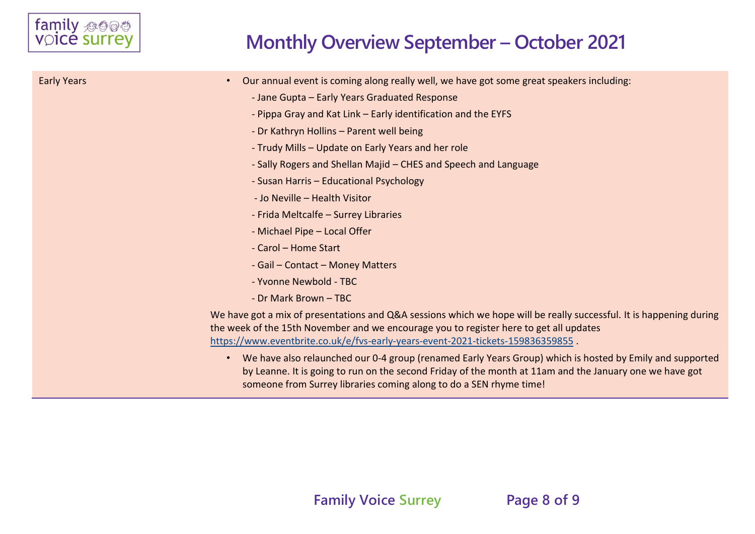# Monthly Overview September – October 2021

| | |
|---|---|
| Early Years | • Our annual event is coming along really well, we have got some great speakers including:<br>- Jane Gupta – Early Years Graduated Response<br>- Pippa Gray and Kat Link – Early identification and the EYFS<br>- Dr Kathryn Hollins – Parent well being<br>- Trudy Mills – Update on Early Years and her role<br>- Sally Rogers and Shellan Majid – CHES and Speech and Language<br>- Susan Harris – Educational Psychology<br>- Jo Neville – Health Visitor<br>- Frida Meltcalfe – Surrey Libraries<br>- Michael Pipe – Local Offer<br>- Carol – Home Start<br>- Gail – Contact – Money Matters<br>- Yvonne Newbold - TBC<br>- Dr Mark Brown – TBC<br>We have got a mix of presentations and Q&A sessions which we hope will be really successful. It is happening during the week of the 15th November and we encourage you to register here to get all updates https://www.eventbrite.co.uk/e/fvs-early-years-event-2021-tickets-159836359855 .<br>• We have also relaunched our 0-4 group (renamed Early Years Group) which is hosted by Emily and supported by Leanne. It is going to run on the second Friday of the month at 11am and the January one we have got someone from Surrey libraries coming along to do a SEN rhyme time! |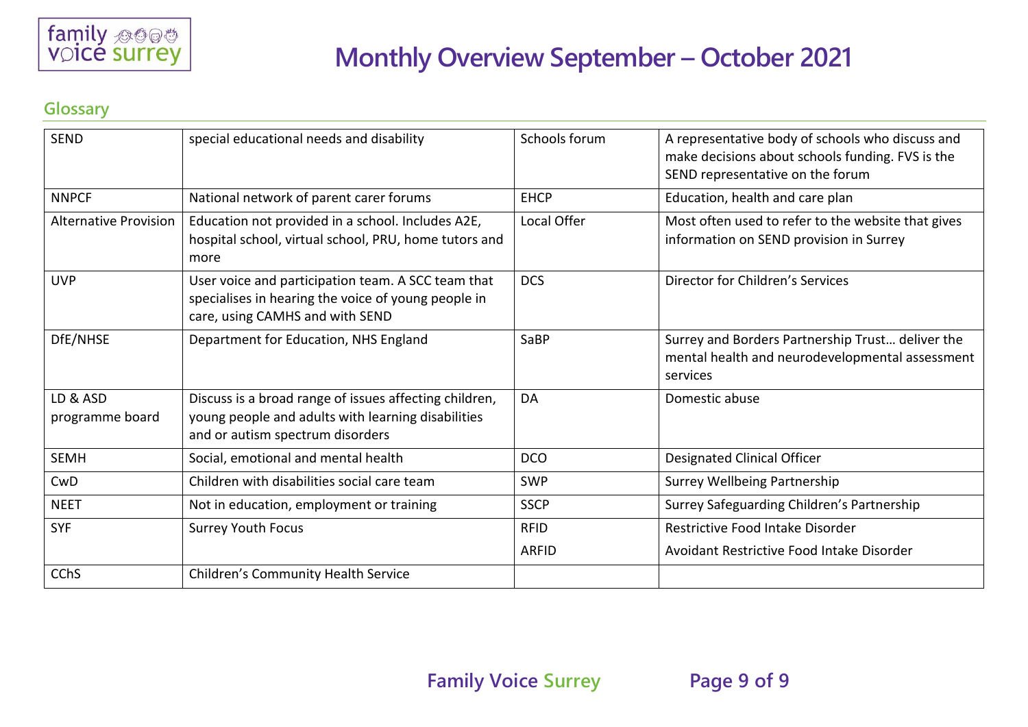# Monthly Overview September – October 2021

## Glossary

| | | | |
|---|---|---|---|
| SEND | special educational needs and disability | Schools forum | A representative body of schools who discuss and make decisions about schools funding. FVS is the SEND representative on the forum |
| NNPCF | National network of parent carer forums | EHCP | Education, health and care plan |
| Alternative Provision | Education not provided in a school. Includes A2E, hospital school, virtual school, PRU, home tutors and more | Local Offer | Most often used to refer to the website that gives information on SEND provision in Surrey |
| UVP | User voice and participation team. A SCC team that specialises in hearing the voice of young people in care, using CAMHS and with SEND | DCS | Director for Children's Services |
| DfE/NHSE | Department for Education, NHS England | SaBP | Surrey and Borders Partnership Trust… deliver the mental health and neurodevelopmental assessment services |
| LD & ASD programme board | Discuss is a broad range of issues affecting children, young people and adults with learning disabilities and or autism spectrum disorders | DA | Domestic abuse |
| SEMH | Social, emotional and mental health | DCO | Designated Clinical Officer |
| CwD | Children with disabilities social care team | SWP | Surrey Wellbeing Partnership |
| NEET | Not in education, employment or training | SSCP | Surrey Safeguarding Children's Partnership |
| SYF | Surrey Youth Focus | RFID<br>ARFID | Restrictive Food Intake Disorder<br>Avoidant Restrictive Food Intake Disorder |
| CChS | Children's Community Health Service | | |